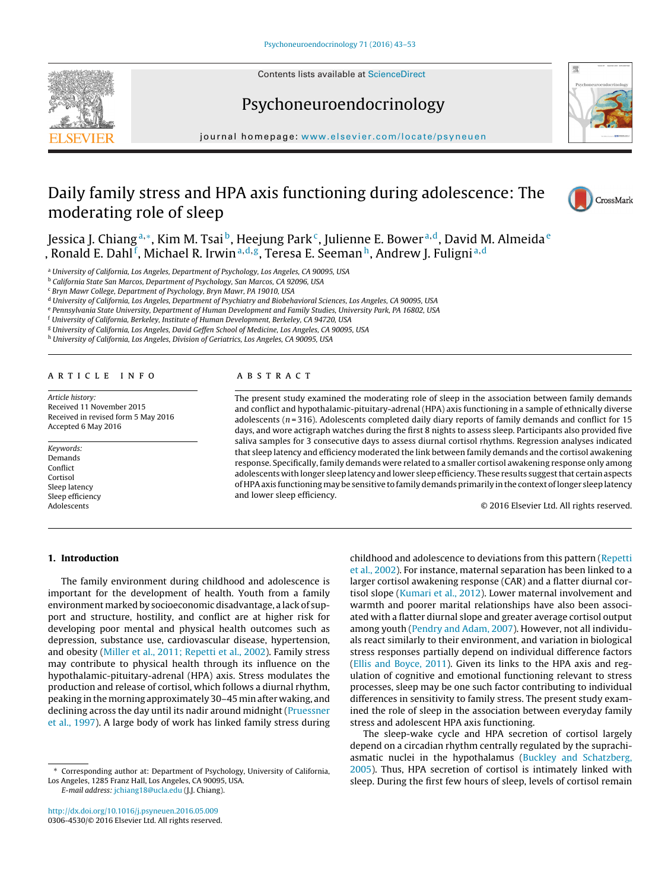Contents lists available at ScienceDirect

# Psychoneuroendocrinology

journal homepage: www.elsevier.com/locate/psyneuen

# Daily family stress and HPA axis functioning during adolescence: The moderating role of sleep

Jessica J. Chiang[a,*], Kim M. Tsai[b], Heejung Park[c], Julienne E. Bower[a,d], David M. Almeida[e], Ronald E. Dahl[f], Michael R. Irwin[a,d,g], Teresa E. Seeman[h], Andrew J. Fuligni[a,d]

[a] University of California, Los Angeles, Department of Psychology, Los Angeles, CA 90095, USA
[b] California State San Marcos, Department of Psychology, San Marcos, CA 92096, USA
[c] Bryn Mawr College, Department of Psychology, Bryn Mawr, PA 19010, USA
[d] University of California, Los Angeles, Department of Psychiatry and Biobehavioral Sciences, Los Angeles, CA 90095, USA
[e] Pennsylvania State University, Department of Human Development and Family Studies, University Park, PA 16802, USA
[f] University of California, Berkeley, Institute of Human Development, Berkeley, CA 94720, USA
[g] University of California, Los Angeles, David Geffen School of Medicine, Los Angeles, CA 90095, USA
[h] University of California, Los Angeles, Division of Geriatrics, Los Angeles, CA 90095, USA

## ARTICLE INFO

*Article history:*
Received 11 November 2015
Received in revised form 5 May 2016
Accepted 6 May 2016

*Keywords:*
Demands
Conflict
Cortisol
Sleep latency
Sleep efficiency
Adolescents

## ABSTRACT

The present study examined the moderating role of sleep in the association between family demands and conflict and hypothalamic-pituitary-adrenal (HPA) axis functioning in a sample of ethnically diverse adolescents ($n = 316$). Adolescents completed daily diary reports of family demands and conflict for 15 days, and wore actigraph watches during the first 8 nights to assess sleep. Participants also provided five saliva samples for 3 consecutive days to assess diurnal cortisol rhythms. Regression analyses indicated that sleep latency and efficiency moderated the link between family demands and the cortisol awakening response. Specifically, family demands were related to a smaller cortisol awakening response only among adolescents with longer sleep latency and lower sleep efficiency. These results suggest that certain aspects of HPA axis functioning may be sensitive to family demands primarily in the context of longer sleep latency and lower sleep efficiency.

© 2016 Elsevier Ltd. All rights reserved.

## 1. Introduction

The family environment during childhood and adolescence is important for the development of health. Youth from a family environment marked by socioeconomic disadvantage, a lack of support and structure, hostility, and conflict are at higher risk for developing poor mental and physical health outcomes such as depression, substance use, cardiovascular disease, hypertension, and obesity (Miller et al., 2011; Repetti et al., 2002). Family stress may contribute to physical health through its influence on the hypothalamic-pituitary-adrenal (HPA) axis. Stress modulates the production and release of cortisol, which follows a diurnal rhythm, peaking in the morning approximately 30–45 min after waking, and declining across the day until its nadir around midnight (Pruessner et al., 1997). A large body of work has linked family stress during childhood and adolescence to deviations from this pattern (Repetti et al., 2002). For instance, maternal separation has been linked to a larger cortisol awakening response (CAR) and a flatter diurnal cortisol slope (Kumari et al., 2012). Lower maternal involvement and warmth and poorer marital relationships have also been associated with a flatter diurnal slope and greater average cortisol output among youth (Pendry and Adam, 2007). However, not all individuals react similarly to their environment, and variation in biological stress responses partially depend on individual difference factors (Ellis and Boyce, 2011). Given its links to the HPA axis and regulation of cognitive and emotional functioning relevant to stress processes, sleep may be one such factor contributing to individual differences in sensitivity to family stress. The present study examined the role of sleep in the association between everyday family stress and adolescent HPA axis functioning.

The sleep-wake cycle and HPA secretion of cortisol largely depend on a circadian rhythm centrally regulated by the suprachiasmatic nuclei in the hypothalamus (Buckley and Schatzberg, 2005). Thus, HPA secretion of cortisol is intimately linked with sleep. During the first few hours of sleep, levels of cortisol remain

* Corresponding author at: Department of Psychology, University of California, Los Angeles, 1285 Franz Hall, Los Angeles, CA 90095, USA.
*E-mail address:* jchiang18@ucla.edu (J.J. Chiang).

http://dx.doi.org/10.1016/j.psyneuen.2016.05.009
0306-4530/© 2016 Elsevier Ltd. All rights reserved.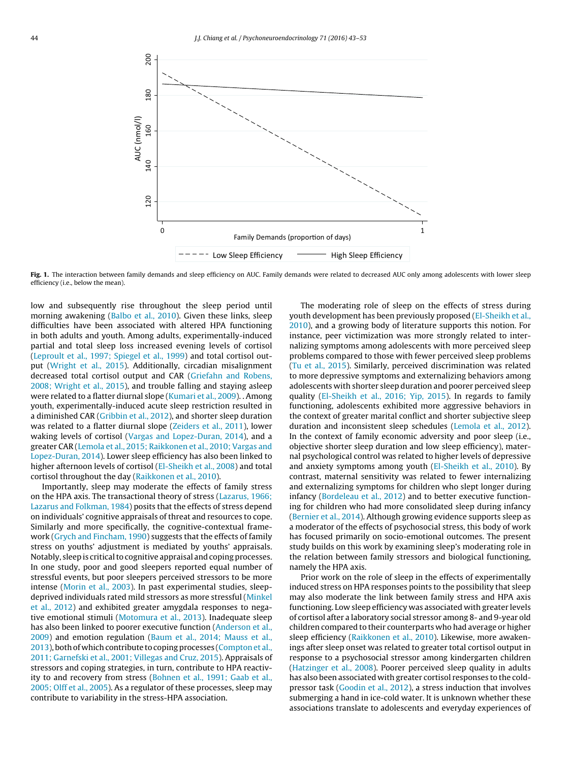Fig. 1. The interaction between family demands and sleep efficiency on AUC. Family demands were related to decreased AUC only among adolescents with lower sleep efficiency (i.e., below the mean).

low and subsequently rise throughout the sleep period until morning awakening (Balbo et al., 2010). Given these links, sleep difficulties have been associated with altered HPA functioning in both adults and youth. Among adults, experimentally-induced partial and total sleep loss increased evening levels of cortisol (Leproult et al., 1997; Spiegel et al., 1999) and total cortisol output (Wright et al., 2015). Additionally, circadian misalignment decreased total cortisol output and CAR (Griefahn and Robens, 2008; Wright et al., 2015), and trouble falling and staying asleep were related to a flatter diurnal slope (Kumari et al., 2009). . Among youth, experimentally-induced acute sleep restriction resulted in a diminished CAR (Gribbin et al., 2012), and shorter sleep duration was related to a flatter diurnal slope (Zeiders et al., 2011), lower waking levels of cortisol (Vargas and Lopez-Duran, 2014), and a greater CAR (Lemola et al., 2015; Raikkonen et al., 2010; Vargas and Lopez-Duran, 2014). Lower sleep efficiency has also been linked to higher afternoon levels of cortisol (El-Sheikh et al., 2008) and total cortisol throughout the day (Raikkonen et al., 2010).

Importantly, sleep may moderate the effects of family stress on the HPA axis. The transactional theory of stress (Lazarus, 1966; Lazarus and Folkman, 1984) posits that the effects of stress depend on individuals' cognitive appraisals of threat and resources to cope. Similarly and more specifically, the cognitive-contextual framework (Grych and Fincham, 1990) suggests that the effects of family stress on youths' adjustment is mediated by youths' appraisals. Notably, sleep is critical to cognitive appraisal and coping processes. In one study, poor and good sleepers reported equal number of stressful events, but poor sleepers perceived stressors to be more intense (Morin et al., 2003). In past experimental studies, sleep-deprived individuals rated mild stressors as more stressful (Minkel et al., 2012) and exhibited greater amygdala responses to negative emotional stimuli (Motomura et al., 2013). Inadequate sleep has also been linked to poorer executive function (Anderson et al., 2009) and emotion regulation (Baum et al., 2014; Mauss et al., 2013), both of which contribute to coping processes (Compton et al., 2011; Garnefski et al., 2001; Villegas and Cruz, 2015). Appraisals of stressors and coping strategies, in turn, contribute to HPA reactivity to and recovery from stress (Bohnen et al., 1991; Gaab et al., 2005; Olff et al., 2005). As a regulator of these processes, sleep may contribute to variability in the stress-HPA association.

The moderating role of sleep on the effects of stress during youth development has been previously proposed (El-Sheikh et al., 2010), and a growing body of literature supports this notion. For instance, peer victimization was more strongly related to internalizing symptoms among adolescents with more perceived sleep problems compared to those with fewer perceived sleep problems (Tu et al., 2015). Similarly, perceived discrimination was related to more depressive symptoms and externalizing behaviors among adolescents with shorter sleep duration and poorer perceived sleep quality (El-Sheikh et al., 2016; Yip, 2015). In regards to family functioning, adolescents exhibited more aggressive behaviors in the context of greater marital conflict and shorter subjective sleep duration and inconsistent sleep schedules (Lemola et al., 2012). In the context of family economic adversity and poor sleep (i.e., objective shorter sleep duration and low sleep efficiency), maternal psychological control was related to higher levels of depressive and anxiety symptoms among youth (El-Sheikh et al., 2010). By contrast, maternal sensitivity was related to fewer internalizing and externalizing symptoms for children who slept longer during infancy (Bordeleau et al., 2012) and to better executive functioning for children who had more consolidated sleep during infancy (Bernier et al., 2014). Although growing evidence supports sleep as a moderator of the effects of psychosocial stress, this body of work has focused primarily on socio-emotional outcomes. The present study builds on this work by examining sleep's moderating role in the relation between family stressors and biological functioning, namely the HPA axis.

Prior work on the role of sleep in the effects of experimentally induced stress on HPA responses points to the possibility that sleep may also moderate the link between family stress and HPA axis functioning. Low sleep efficiency was associated with greater levels of cortisol after a laboratory social stressor among 8- and 9-year old children compared to their counterparts who had average or higher sleep efficiency (Raikkonen et al., 2010). Likewise, more awakenings after sleep onset was related to greater total cortisol output in response to a psychosocial stressor among kindergarten children (Hatzinger et al., 2008). Poorer perceived sleep quality in adults has also been associated with greater cortisol responses to the cold-pressor task (Goodin et al., 2012), a stress induction that involves submerging a hand in ice-cold water. It is unknown whether these associations translate to adolescents and everyday experiences of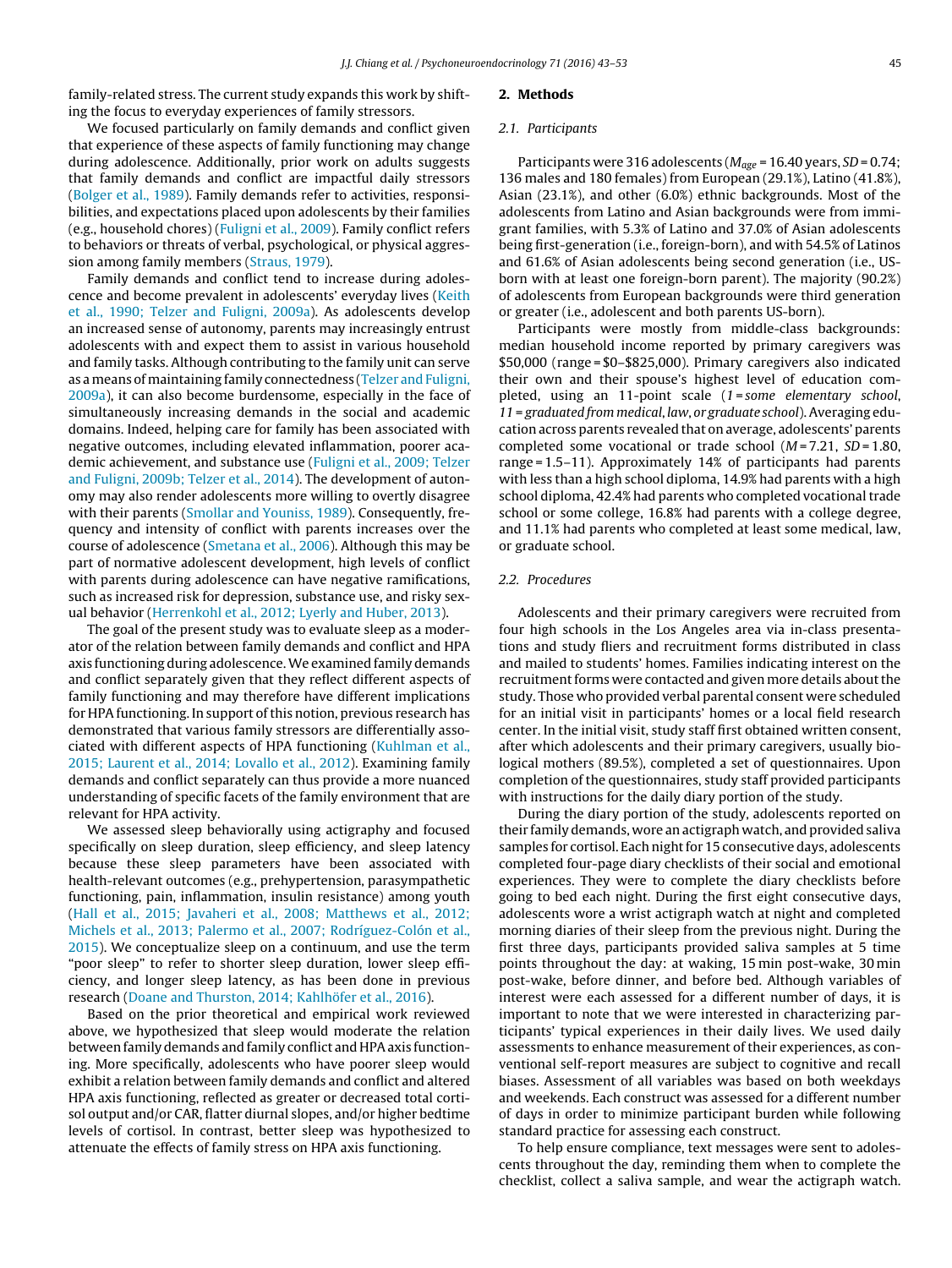family-related stress. The current study expands this work by shifting the focus to everyday experiences of family stressors.

We focused particularly on family demands and conflict given that experience of these aspects of family functioning may change during adolescence. Additionally, prior work on adults suggests that family demands and conflict are impactful daily stressors (Bolger et al., 1989). Family demands refer to activities, responsibilities, and expectations placed upon adolescents by their families (e.g., household chores) (Fuligni et al., 2009). Family conflict refers to behaviors or threats of verbal, psychological, or physical aggression among family members (Straus, 1979).

Family demands and conflict tend to increase during adolescence and become prevalent in adolescents' everyday lives (Keith et al., 1990; Telzer and Fuligni, 2009a). As adolescents develop an increased sense of autonomy, parents may increasingly entrust adolescents with and expect them to assist in various household and family tasks. Although contributing to the family unit can serve as a means of maintaining family connectedness (Telzer and Fuligni, 2009a), it can also become burdensome, especially in the face of simultaneously increasing demands in the social and academic domains. Indeed, helping care for family has been associated with negative outcomes, including elevated inflammation, poorer academic achievement, and substance use (Fuligni et al., 2009; Telzer and Fuligni, 2009b; Telzer et al., 2014). The development of autonomy may also render adolescents more willing to overtly disagree with their parents (Smollar and Youniss, 1989). Consequently, frequency and intensity of conflict with parents increases over the course of adolescence (Smetana et al., 2006). Although this may be part of normative adolescent development, high levels of conflict with parents during adolescence can have negative ramifications, such as increased risk for depression, substance use, and risky sexual behavior (Herrenkohl et al., 2012; Lyerly and Huber, 2013).

The goal of the present study was to evaluate sleep as a moderator of the relation between family demands and conflict and HPA axis functioning during adolescence. We examined family demands and conflict separately given that they reflect different aspects of family functioning and may therefore have different implications for HPA functioning. In support of this notion, previous research has demonstrated that various family stressors are differentially associated with different aspects of HPA functioning (Kuhlman et al., 2015; Laurent et al., 2014; Lovallo et al., 2012). Examining family demands and conflict separately can thus provide a more nuanced understanding of specific facets of the family environment that are relevant for HPA activity.

We assessed sleep behaviorally using actigraphy and focused specifically on sleep duration, sleep efficiency, and sleep latency because these sleep parameters have been associated with health-relevant outcomes (e.g., prehypertension, parasympathetic functioning, pain, inflammation, insulin resistance) among youth (Hall et al., 2015; Javaheri et al., 2008; Matthews et al., 2012; Michels et al., 2013; Palermo et al., 2007; Rodríguez-Colón et al., 2015). We conceptualize sleep on a continuum, and use the term "poor sleep" to refer to shorter sleep duration, lower sleep efficiency, and longer sleep latency, as has been done in previous research (Doane and Thurston, 2014; Kahlhöfer et al., 2016).

Based on the prior theoretical and empirical work reviewed above, we hypothesized that sleep would moderate the relation between family demands and family conflict and HPA axis functioning. More specifically, adolescents who have poorer sleep would exhibit a relation between family demands and conflict and altered HPA axis functioning, reflected as greater or decreased total cortisol output and/or CAR, flatter diurnal slopes, and/or higher bedtime levels of cortisol. In contrast, better sleep was hypothesized to attenuate the effects of family stress on HPA axis functioning.

## 2. Methods

### 2.1. Participants

Participants were 316 adolescents ($M_{age}$ = 16.40 years, $SD$ = 0.74; 136 males and 180 females) from European (29.1%), Latino (41.8%), Asian (23.1%), and other (6.0%) ethnic backgrounds. Most of the adolescents from Latino and Asian backgrounds were from immigrant families, with 5.3% of Latino and 37.0% of Asian adolescents being first-generation (i.e., foreign-born), and with 54.5% of Latinos and 61.6% of Asian adolescents being second generation (i.e., US-born with at least one foreign-born parent). The majority (90.2%) of adolescents from European backgrounds were third generation or greater (i.e., adolescent and both parents US-born).

Participants were mostly from middle-class backgrounds: median household income reported by primary caregivers was \$50,000 (range = \$0–\$825,000). Primary caregivers also indicated their own and their spouse's highest level of education completed, using an 11-point scale (*1 = some elementary school*, *11 = graduated from medical, law, or graduate school*). Averaging education across parents revealed that on average, adolescents' parents completed some vocational or trade school ($M$ = 7.21, $SD$ = 1.80, range = 1.5–11). Approximately 14% of participants had parents with less than a high school diploma, 14.9% had parents with a high school diploma, 42.4% had parents who completed vocational trade school or some college, 16.8% had parents with a college degree, and 11.1% had parents who completed at least some medical, law, or graduate school.

### 2.2. Procedures

Adolescents and their primary caregivers were recruited from four high schools in the Los Angeles area via in-class presentations and study fliers and recruitment forms distributed in class and mailed to students' homes. Families indicating interest on the recruitment forms were contacted and given more details about the study. Those who provided verbal parental consent were scheduled for an initial visit in participants' homes or a local field research center. In the initial visit, study staff first obtained written consent, after which adolescents and their primary caregivers, usually biological mothers (89.5%), completed a set of questionnaires. Upon completion of the questionnaires, study staff provided participants with instructions for the daily diary portion of the study.

During the diary portion of the study, adolescents reported on their family demands, wore an actigraph watch, and provided saliva samples for cortisol. Each night for 15 consecutive days, adolescents completed four-page diary checklists of their social and emotional experiences. They were to complete the diary checklists before going to bed each night. During the first eight consecutive days, adolescents wore a wrist actigraph watch at night and completed morning diaries of their sleep from the previous night. During the first three days, participants provided saliva samples at 5 time points throughout the day: at waking, 15 min post-wake, 30 min post-wake, before dinner, and before bed. Although variables of interest were each assessed for a different number of days, it is important to note that we were interested in characterizing participants' typical experiences in their daily lives. We used daily assessments to enhance measurement of their experiences, as conventional self-report measures are subject to cognitive and recall biases. Assessment of all variables was based on both weekdays and weekends. Each construct was assessed for a different number of days in order to minimize participant burden while following standard practice for assessing each construct.

To help ensure compliance, text messages were sent to adolescents throughout the day, reminding them when to complete the checklist, collect a saliva sample, and wear the actigraph watch.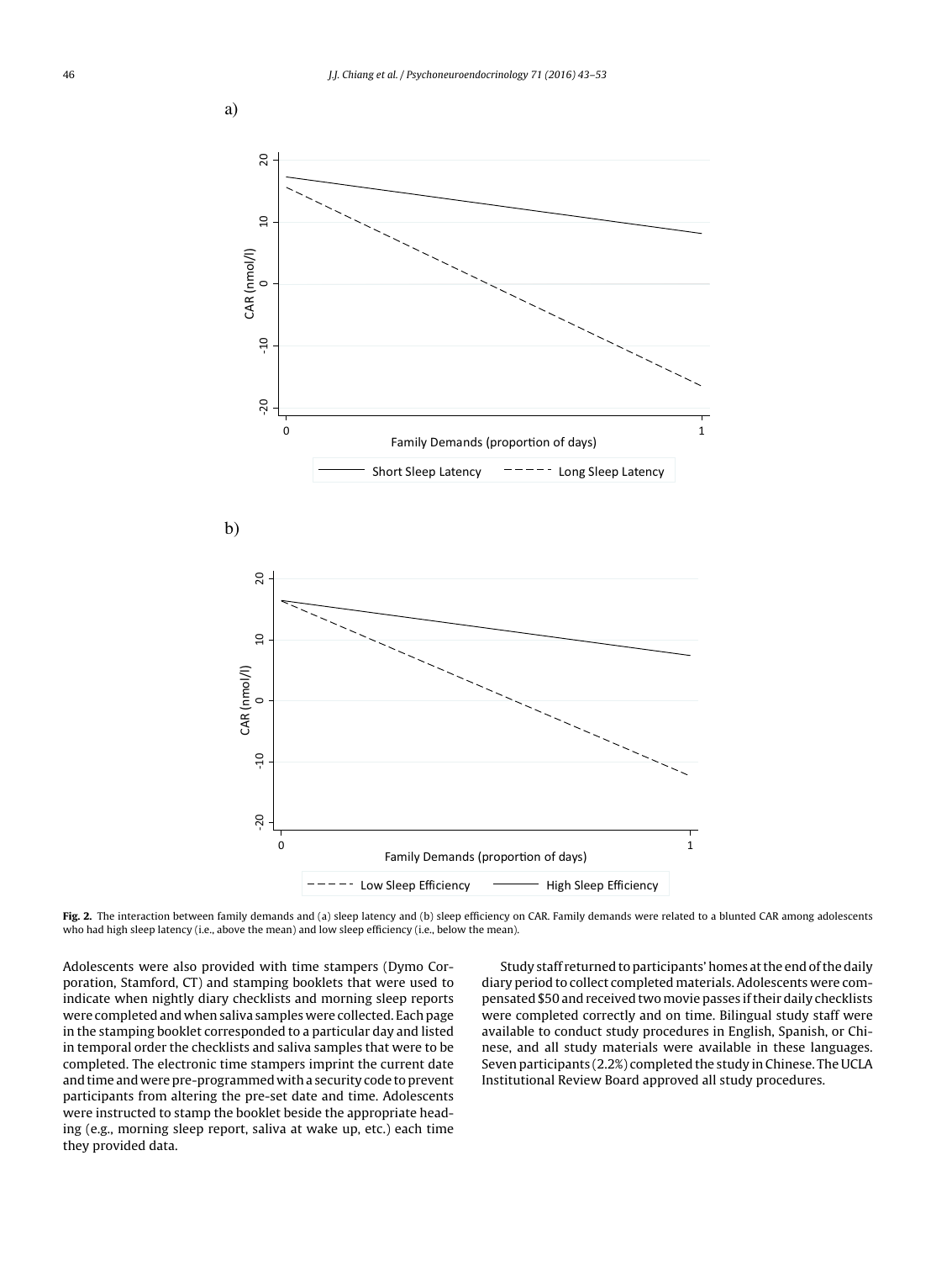a)

b)

**Fig. 2.** The interaction between family demands and (a) sleep latency and (b) sleep efficiency on CAR. Family demands were related to a blunted CAR among adolescents who had high sleep latency (i.e., above the mean) and low sleep efficiency (i.e., below the mean).

Adolescents were also provided with time stampers (Dymo Corporation, Stamford, CT) and stamping booklets that were used to indicate when nightly diary checklists and morning sleep reports were completed and when saliva samples were collected. Each page in the stamping booklet corresponded to a particular day and listed in temporal order the checklists and saliva samples that were to be completed. The electronic time stampers imprint the current date and time and were pre-programmed with a security code to prevent participants from altering the pre-set date and time. Adolescents were instructed to stamp the booklet beside the appropriate heading (e.g., morning sleep report, saliva at wake up, etc.) each time they provided data.

Study staff returned to participants' homes at the end of the daily diary period to collect completed materials. Adolescents were compensated $50 and received two movie passes if their daily checklists were completed correctly and on time. Bilingual study staff were available to conduct study procedures in English, Spanish, or Chinese, and all study materials were available in these languages. Seven participants (2.2%) completed the study in Chinese. The UCLA Institutional Review Board approved all study procedures.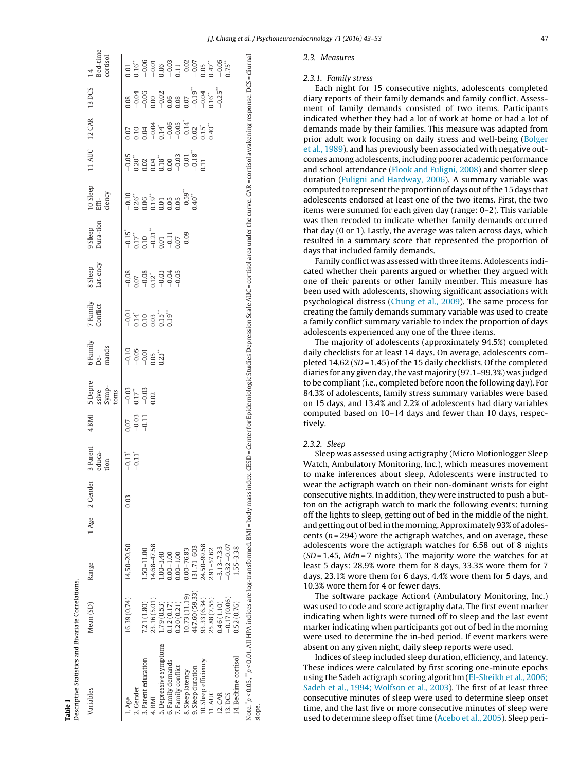**Table 1**
Descriptive Statistics and Bivariate Correlations.

| Variables | Mean (SD) | Range | 1 Age | 2 Gender | 3 Parent education | 4 BMI | 5 Depressive Symptoms | 6 Family Demands | 7 Family Conflict | 8 Sleep Latency | 9 Sleep Duration | 10 Sleep Efficiency | 11 AUC | 12 CAR | 13 DCS | 14 Bed-time cortisol |
|---|---|---|---|---|---|---|---|---|---|---|---|---|---|---|---|---|
| 1. Age | 16.39 (0.74) | 14.50–20.50 | | 0.03 | −0.13* | 0.07 | −0.03 | −0.10 | −0.01 | −0.08 | −0.15* | −0.10 | −0.05 | 0.07 | 0.08 | 0.01 |
| 2. Gender | | | | | −0.11* | −0.03 | 0.17** | −0.05 | 0.14* | 0.07 | 0.17** | 0.26** | 0.20** | 0.10 | −0.04 | 0.16** |
| 3. Parent education | 7.21 (1.80) | 1.50–11.00 | | | | −0.11 | −0.03 | −0.01 | 0.10 | −0.08 | 0.10 | 0.06 | 0.02 | 0.04 | −0.06 | −0.06 |
| 4. BMI | 23.16 (5.01) | 14.68–47.58 | | | | | 0.02 | 0.05 | 0.03 | 0.12* | −0.21** | 0.19** | 0.04 | −0.04 | 0.00 | −0.01 |
| 5. Depressive symptoms | 1.79 (0.53) | 1.00–3.40 | | | | | | 0.23** | 0.15** | −0.03 | 0.01 | 0.01 | 0.18** | 0.14* | −0.02 | 0.06 |
| 6. Family demands | 0.12 (0.17) | 0.00–1.00 | | | | | | | 0.19** | −0.04 | −0.11 | 0.05 | 0.00 | −0.06 | 0.06 | −0.03 |
| 7. Family conflict | 0.20 (0.21) | 0.00–1.00 | | | | | | | | −0.05 | 0.07 | 0.05 | −0.03 | −0.05 | 0.08 | 0.11 |
| 8. Sleep latency | 10.73 (11.19) | 0.00–76.83 | | | | | | | | | −0.09 | −0.59** | −0.01 | −0.14* | 0.07 | −0.02 |
| 9. Sleep duration | 447.60 (59.33) | 131.71–603 | | | | | | | | | | 0.40** | −0.18** | 0.02 | −0.19** | −0.07 |
| 10. Sleep efficiency | 93.33 (6.34) | 24.50–99.58 | | | | | | | | | | | 0.11 | 0.15* | −0.04 | 0.05 |
| 11. AUC | 25.88 (7.55) | 2.91–57.62 | | | | | | | | | | | | 0.40** | 0.16* | 0.47** |
| 12. CAR | 0.46 (1.10) | −3.13–7.33 | | | | | | | | | | | | | −0.25** | −0.05 |
| 13. DCS | −0.17 (0.06) | −0.32 – −0.07 | | | | | | | | | | | | | | 0.75** |
| 14. Bedtime cortisol | 0.52 (0.76) | −1.55–3.38 | | | | | | | | | | | | | | |

Note. * $p < 0.05$, ** $p < 0.01$. All HPA indices are log-transformed. BMI = body mass index. CESD = Center for Epidemiologic Studies Depression Scale AUC = cortisol area under the curve. CAR = cortisol awakening response. DCS = diurnal slope.

### 2.3. Measures

#### 2.3.1. Family stress

Each night for 15 consecutive nights, adolescents completed diary reports of their family demands and family conflict. Assessment of family demands consisted of two items. Participants indicated whether they had a lot of work at home or had a lot of demands made by their families. This measure was adapted from prior adult work focusing on daily stress and well-being (Bolger et al., 1989), and has previously been associated with negative outcomes among adolescents, including poorer academic performance and school attendance (Flook and Fuligni, 2008) and shorter sleep duration (Fuligni and Hardway, 2006). A summary variable was computed to represent the proportion of days out of the 15 days that adolescents endorsed at least one of the two items. First, the two items were summed for each given day (range: 0–2). This variable was then recoded to indicate whether family demands occurred that day (0 or 1). Lastly, the average was taken across days, which resulted in a summary score that represented the proportion of days that included family demands.

Family conflict was assessed with three items. Adolescents indicated whether their parents argued or whether they argued with one of their parents or other family member. This measure has been used with adolescents, showing significant associations with psychological distress (Chung et al., 2009). The same process for creating the family demands summary variable was used to create a family conflict summary variable to index the proportion of days adolescents experienced any one of the three items.

The majority of adolescents (approximately 94.5%) completed daily checklists for at least 14 days. On average, adolescents completed 14.62 (SD = 1.45) of the 15 daily checklists. Of the completed diaries for any given day, the vast majority (97.1–99.3%) was judged to be compliant (i.e., completed before noon the following day). For 84.3% of adolescents, family stress summary variables were based on 15 days, and 13.4% and 2.2% of adolescents had diary variables computed based on 10–14 days and fewer than 10 days, respectively.

#### 2.3.2. Sleep

Sleep was assessed using actigraphy (Micro Motionlogger Sleep Watch, Ambulatory Monitoring, Inc.), which measures movement to make inferences about sleep. Adolescents were instructed to wear the actigraph watch on their non-dominant wrists for eight consecutive nights. In addition, they were instructed to push a button on the actigraph watch to mark the following events: turning off the lights to sleep, getting out of bed in the middle of the night, and getting out of bed in the morning. Approximately 93% of adolescents ($n$ = 294) wore the actigraph watches, and on average, these adolescents wore the actigraph watches for 6.58 out of 8 nights (SD = 1.45, Mdn = 7 nights). The majority wore the watches for at least 5 days: 28.9% wore them for 8 days, 33.3% wore them for 7 days, 23.1% wore them for 6 days, 4.4% wore them for 5 days, and 10.3% wore them for 4 or fewer days.

The software package Action4 (Ambulatory Monitoring, Inc.) was used to code and score actigraphy data. The first event marker indicating when lights were turned off to sleep and the last event marker indicating when participants got out of bed in the morning were used to determine the in-bed period. If event markers were absent on any given night, daily sleep reports were used.

Indices of sleep included sleep duration, efficiency, and latency. These indices were calculated by first scoring one-minute epochs using the Sadeh actigraph scoring algorithm (El-Sheikh et al., 2006; Sadeh et al., 1994; Wolfson et al., 2003). The first of at least three consecutive minutes of sleep were used to determine sleep onset time, and the last five or more consecutive minutes of sleep were used to determine sleep offset time (Acebo et al., 2005). Sleep peri-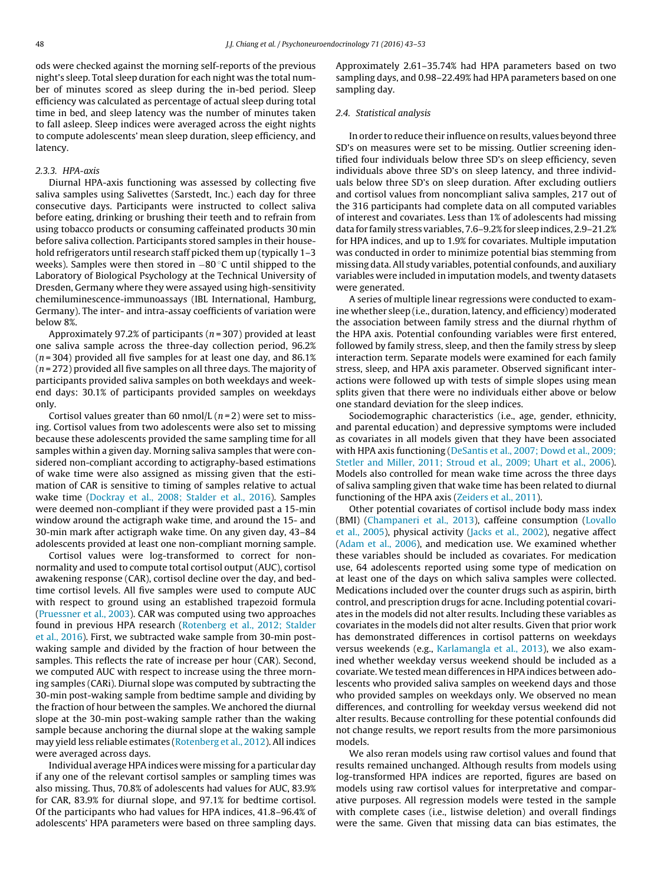ods were checked against the morning self-reports of the previous night's sleep. Total sleep duration for each night was the total number of minutes scored as sleep during the in-bed period. Sleep efficiency was calculated as percentage of actual sleep during total time in bed, and sleep latency was the number of minutes taken to fall asleep. Sleep indices were averaged across the eight nights to compute adolescents' mean sleep duration, sleep efficiency, and latency.

### 2.3.3. HPA-axis

Diurnal HPA-axis functioning was assessed by collecting five saliva samples using Salivettes (Sarstedt, Inc.) each day for three consecutive days. Participants were instructed to collect saliva before eating, drinking or brushing their teeth and to refrain from using tobacco products or consuming caffeinated products 30 min before saliva collection. Participants stored samples in their household refrigerators until research staff picked them up (typically 1–3 weeks). Samples were then stored in −80 °C until shipped to the Laboratory of Biological Psychology at the Technical University of Dresden, Germany where they were assayed using high-sensitivity chemiluminescence-immunoassays (IBL International, Hamburg, Germany). The inter- and intra-assay coefficients of variation were below 8%.

Approximately 97.2% of participants ($n = 307$) provided at least one saliva sample across the three-day collection period, 96.2% ($n = 304$) provided all five samples for at least one day, and 86.1% ($n = 272$) provided all five samples on all three days. The majority of participants provided saliva samples on both weekdays and weekend days: 30.1% of participants provided samples on weekdays only.

Cortisol values greater than 60 nmol/L ($n = 2$) were set to missing. Cortisol values from two adolescents were also set to missing because these adolescents provided the same sampling time for all samples within a given day. Morning saliva samples that were considered non-compliant according to actigraphy-based estimations of wake time were also assigned as missing given that the estimation of CAR is sensitive to timing of samples relative to actual wake time (Dockray et al., 2008; Stalder et al., 2016). Samples were deemed non-compliant if they were provided past a 15-min window around the actigraph wake time, and around the 15- and 30-min mark after actigraph wake time. On any given day, 43–84 adolescents provided at least one non-compliant morning sample.

Cortisol values were log-transformed to correct for non-normality and used to compute total cortisol output (AUC), cortisol awakening response (CAR), cortisol decline over the day, and bedtime cortisol levels. All five samples were used to compute AUC with respect to ground using an established trapezoid formula (Pruessner et al., 2003). CAR was computed using two approaches found in previous HPA research (Rotenberg et al., 2012; Stalder et al., 2016). First, we subtracted wake sample from 30-min post-waking sample and divided by the fraction of hour between the samples. This reflects the rate of increase per hour (CAR). Second, we computed AUC with respect to increase using the three morning samples (CARi). Diurnal slope was computed by subtracting the 30-min post-waking sample from bedtime sample and dividing by the fraction of hour between the samples. We anchored the diurnal slope at the 30-min post-waking sample rather than the waking sample because anchoring the diurnal slope at the waking sample may yield less reliable estimates (Rotenberg et al., 2012). All indices were averaged across days.

Individual average HPA indices were missing for a particular day if any one of the relevant cortisol samples or sampling times was also missing. Thus, 70.8% of adolescents had values for AUC, 83.9% for CAR, 83.9% for diurnal slope, and 97.1% for bedtime cortisol. Of the participants who had values for HPA indices, 41.8–96.4% of adolescents' HPA parameters were based on three sampling days. Approximately 2.61–35.74% had HPA parameters based on two sampling days, and 0.98–22.49% had HPA parameters based on one sampling day.

### 2.4. Statistical analysis

In order to reduce their influence on results, values beyond three SD's on measures were set to be missing. Outlier screening identified four individuals below three SD's on sleep efficiency, seven individuals above three SD's on sleep latency, and three individuals below three SD's on sleep duration. After excluding outliers and cortisol values from noncompliant saliva samples, 217 out of the 316 participants had complete data on all computed variables of interest and covariates. Less than 1% of adolescents had missing data for family stress variables, 7.6–9.2% for sleep indices, 2.9–21.2% for HPA indices, and up to 1.9% for covariates. Multiple imputation was conducted in order to minimize potential bias stemming from missing data. All study variables, potential confounds, and auxiliary variables were included in imputation models, and twenty datasets were generated.

A series of multiple linear regressions were conducted to examine whether sleep (i.e., duration, latency, and efficiency) moderated the association between family stress and the diurnal rhythm of the HPA axis. Potential confounding variables were first entered, followed by family stress, sleep, and then the family stress by sleep interaction term. Separate models were examined for each family stress, sleep, and HPA axis parameter. Observed significant interactions were followed up with tests of simple slopes using mean splits given that there were no individuals either above or below one standard deviation for the sleep indices.

Sociodemographic characteristics (i.e., age, gender, ethnicity, and parental education) and depressive symptoms were included as covariates in all models given that they have been associated with HPA axis functioning (DeSantis et al., 2007; Dowd et al., 2009; Stetler and Miller, 2011; Stroud et al., 2009; Uhart et al., 2006). Models also controlled for mean wake time across the three days of saliva sampling given that wake time has been related to diurnal functioning of the HPA axis (Zeiders et al., 2011).

Other potential covariates of cortisol include body mass index (BMI) (Champaneri et al., 2013), caffeine consumption (Lovallo et al., 2005), physical activity (Jacks et al., 2002), negative affect (Adam et al., 2006), and medication use. We examined whether these variables should be included as covariates. For medication use, 64 adolescents reported using some type of medication on at least one of the days on which saliva samples were collected. Medications included over the counter drugs such as aspirin, birth control, and prescription drugs for acne. Including potential covariates in the models did not alter results. Including these variables as covariates in the models did not alter results. Given that prior work has demonstrated differences in cortisol patterns on weekdays versus weekends (e.g., Karlamangla et al., 2013), we also examined whether weekday versus weekend should be included as a covariate. We tested mean differences in HPA indices between adolescents who provided saliva samples on weekend days and those who provided samples on weekdays only. We observed no mean differences, and controlling for weekday versus weekend did not alter results. Because controlling for these potential confounds did not change results, we report results from the more parsimonious models.

We also reran models using raw cortisol values and found that results remained unchanged. Although results from models using log-transformed HPA indices are reported, figures are based on models using raw cortisol values for interpretative and comparative purposes. All regression models were tested in the sample with complete cases (i.e., listwise deletion) and overall findings were the same. Given that missing data can bias estimates, the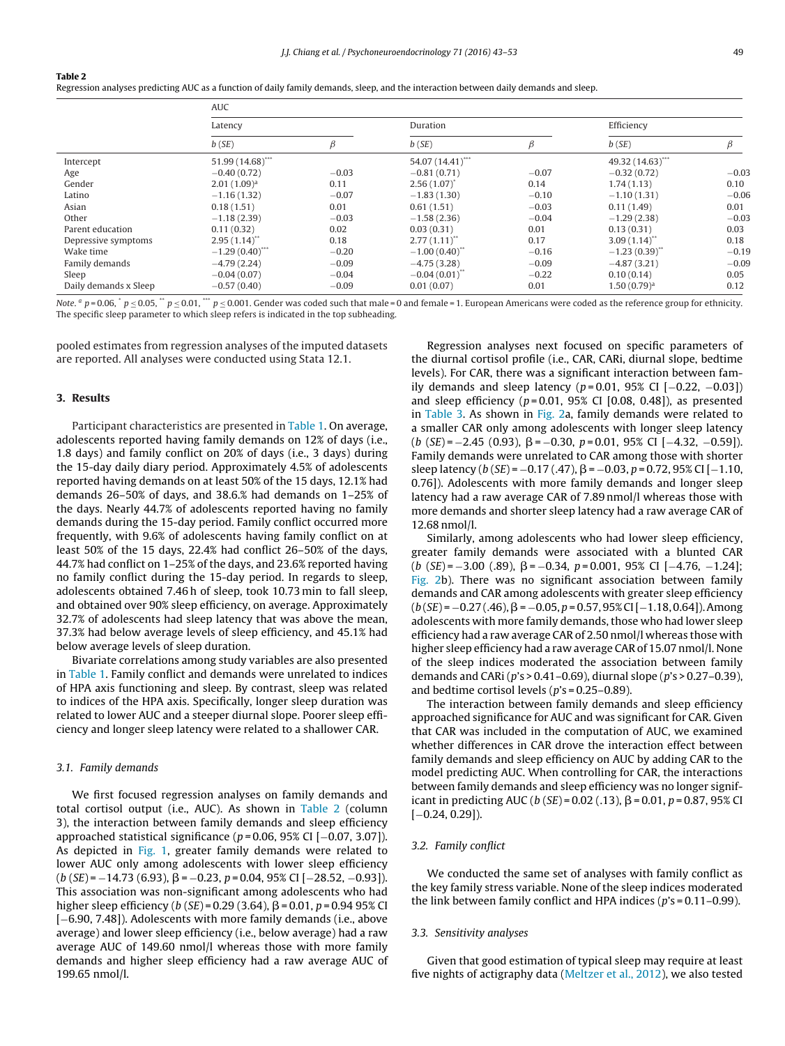**Table 2**
Regression analyses predicting AUC as a function of daily family demands, sleep, and the interaction between daily demands and sleep.

| | AUC | | | | | |
|---|---|---|---|---|---|---|
| | Latency | | Duration | | Efficiency | |
| | b (SE) | β | b (SE) | β | b (SE) | β |
| Intercept | 51.99 (14.68)*** | | 54.07 (14.41)*** | | 49.32 (14.63)*** | |
| Age | −0.40 (0.72) | −0.03 | −0.81 (0.71) | −0.07 | −0.32 (0.72) | −0.03 |
| Gender | 2.01 (1.09)[a] | 0.11 | 2.56 (1.07)* | 0.14 | 1.74 (1.13) | 0.10 |
| Latino | −1.16 (1.32) | −0.07 | −1.83 (1.30) | −0.10 | −1.10 (1.31) | −0.06 |
| Asian | 0.18 (1.51) | 0.01 | 0.61 (1.51) | −0.03 | 0.11 (1.49) | 0.01 |
| Other | −1.18 (2.39) | −0.03 | −1.58 (2.36) | −0.04 | −1.29 (2.38) | −0.03 |
| Parent education | 0.11 (0.32) | 0.02 | 0.03 (0.31) | 0.01 | 0.13 (0.31) | 0.03 |
| Depressive symptoms | 2.95 (1.14)** | 0.18 | 2.77 (1.11)** | 0.17 | 3.09 (1.14)** | 0.18 |
| Wake time | −1.29 (0.40)*** | −0.20 | −1.00 (0.40)** | −0.16 | −1.23 (0.39)** | −0.19 |
| Family demands | −4.79 (2.24) | −0.09 | −4.75 (3.28) | −0.09 | −4.87 (3.21) | −0.09 |
| Sleep | −0.04 (0.07) | −0.04 | −0.04 (0.01)** | −0.22 | 0.10 (0.14) | 0.05 |
| Daily demands x Sleep | −0.57 (0.40) | −0.09 | 0.01 (0.07) | 0.01 | 1.50 (0.79)[a] | 0.12 |

*Note.* [a] $p = 0.06$, * $p \leq 0.05$, ** $p \leq 0.01$, *** $p \leq 0.001$. Gender was coded such that male = 0 and female = 1. European Americans were coded as the reference group for ethnicity. The specific sleep parameter to which sleep refers is indicated in the top subheading.

pooled estimates from regression analyses of the imputed datasets are reported. All analyses were conducted using Stata 12.1.

## 3. Results

Participant characteristics are presented in Table 1. On average, adolescents reported having family demands on 12% of days (i.e., 1.8 days) and family conflict on 20% of days (i.e., 3 days) during the 15-day daily diary period. Approximately 4.5% of adolescents reported having demands on at least 50% of the 15 days, 12.1% had demands 26–50% of days, and 38.6.% had demands on 1–25% of the days. Nearly 44.7% of adolescents reported having no family demands during the 15-day period. Family conflict occurred more frequently, with 9.6% of adolescents having family conflict on at least 50% of the 15 days, 22.4% had conflict 26–50% of the days, 44.7% had conflict on 1–25% of the days, and 23.6% reported having no family conflict during the 15-day period. In regards to sleep, adolescents obtained 7.46 h of sleep, took 10.73 min to fall sleep, and obtained over 90% sleep efficiency, on average. Approximately 32.7% of adolescents had sleep latency that was above the mean, 37.3% had below average levels of sleep efficiency, and 45.1% had below average levels of sleep duration.

Bivariate correlations among study variables are also presented in Table 1. Family conflict and demands were unrelated to indices of HPA axis functioning and sleep. By contrast, sleep was related to indices of the HPA axis. Specifically, longer sleep duration was related to lower AUC and a steeper diurnal slope. Poorer sleep efficiency and longer sleep latency were related to a shallower CAR.

### 3.1. Family demands

We first focused regression analyses on family demands and total cortisol output (i.e., AUC). As shown in Table 2 (column 3), the interaction between family demands and sleep efficiency approached statistical significance ($p = 0.06$, 95% CI [−0.07, 3.07]). As depicted in Fig. 1, greater family demands were related to lower AUC only among adolescents with lower sleep efficiency ($b$ (SE) = −14.73 (6.93), β = −0.23, $p = 0.04$, 95% CI [−28.52, −0.93]). This association was non-significant among adolescents who had higher sleep efficiency ($b$ (SE) = 0.29 (3.64), β = 0.01, $p = 0.94$ 95% CI [−6.90, 7.48]). Adolescents with more family demands (i.e., above average) and lower sleep efficiency (i.e., below average) had a raw average AUC of 149.60 nmol/l whereas those with more family demands and higher sleep efficiency had a raw average AUC of 199.65 nmol/l.

Regression analyses next focused on specific parameters of the diurnal cortisol profile (i.e., CAR, CARi, diurnal slope, bedtime levels). For CAR, there was a significant interaction between family demands and sleep latency ($p = 0.01$, 95% CI [−0.22, −0.03]) and sleep efficiency ($p = 0.01$, 95% CI [0.08, 0.48]), as presented in Table 3. As shown in Fig. 2a, family demands were related to a smaller CAR only among adolescents with longer sleep latency ($b$ (SE) = −2.45 (0.93), β = −0.30, $p = 0.01$, 95% CI [−4.32, −0.59]). Family demands were unrelated to CAR among those with shorter sleep latency ($b$ (SE) = −0.17 (.47), β = −0.03, $p = 0.72$, 95% CI [−1.10, 0.76]). Adolescents with more family demands and longer sleep latency had a raw average CAR of 7.89 nmol/l whereas those with more demands and shorter sleep latency had a raw average CAR of 12.68 nmol/l.

Similarly, among adolescents who had lower sleep efficiency, greater family demands were associated with a blunted CAR ($b$ (SE) = −3.00 (.89), β = −0.34, $p = 0.001$, 95% CI [−4.76, −1.24]; Fig. 2b). There was no significant association between family demands and CAR among adolescents with greater sleep efficiency ($b$ (SE) = −0.27 (.46), β = −0.05, $p = 0.57$, 95% CI [−1.18, 0.64]). Among adolescents with more family demands, those who had lower sleep efficiency had a raw average CAR of 2.50 nmol/l whereas those with higher sleep efficiency had a raw average CAR of 15.07 nmol/l. None of the sleep indices moderated the association between family demands and CARi ($p$'s > 0.41–0.69), diurnal slope ($p$'s > 0.27–0.39), and bedtime cortisol levels ($p$'s = 0.25–0.89).

The interaction between family demands and sleep efficiency approached significance for AUC and was significant for CAR. Given that CAR was included in the computation of AUC, we examined whether differences in CAR drove the interaction effect between family demands and sleep efficiency on AUC by adding CAR to the model predicting AUC. When controlling for CAR, the interactions between family demands and sleep efficiency was no longer significant in predicting AUC ($b$ (SE) = 0.02 (.13), β = 0.01, $p = 0.87$, 95% CI [−0.24, 0.29]).

### 3.2. Family conflict

We conducted the same set of analyses with family conflict as the key family stress variable. None of the sleep indices moderated the link between family conflict and HPA indices ($p$'s = 0.11–0.99).

### 3.3. Sensitivity analyses

Given that good estimation of typical sleep may require at least five nights of actigraphy data (Meltzer et al., 2012), we also tested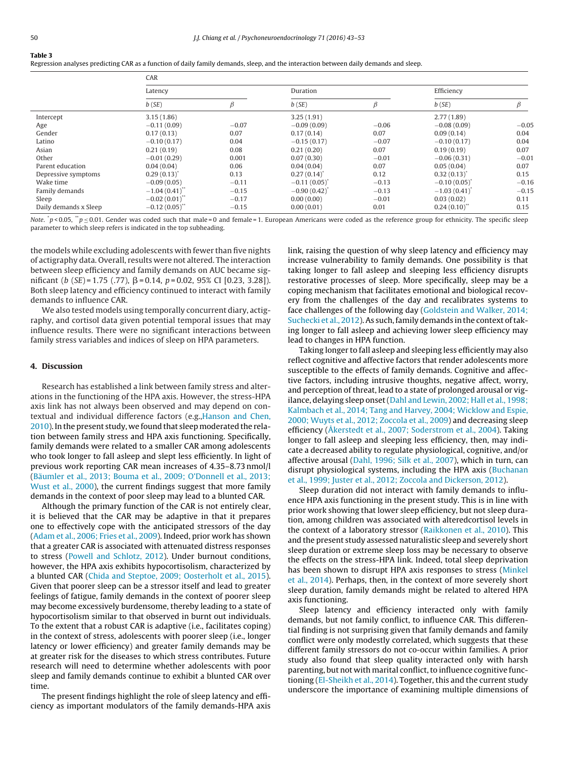**Table 3**
Regression analyses predicting CAR as a function of daily family demands, sleep, and the interaction between daily demands and sleep.

| | CAR | | | | | |
|---|---|---|---|---|---|---|
| | Latency | | Duration | | Efficiency | |
| | *b* (*SE*) | *β* | *b* (*SE*) | *β* | *b* (*SE*) | *β* |
| Intercept | 3.15 (1.86) | | 3.25 (1.91) | | 2.77 (1.89) | |
| Age | −0.11 (0.09) | −0.07 | −0.09 (0.09) | −0.06 | −0.08 (0.09) | −0.05 |
| Gender | 0.17 (0.13) | 0.07 | 0.17 (0.14) | 0.07 | 0.09 (0.14) | 0.04 |
| Latino | −0.10 (0.17) | 0.04 | −0.15 (0.17) | −0.07 | −0.10 (0.17) | 0.04 |
| Asian | 0.21 (0.19) | 0.08 | 0.21 (0.20) | 0.07 | 0.19 (0.19) | 0.07 |
| Other | −0.01 (0.29) | 0.001 | 0.07 (0.30) | −0.01 | −0.06 (0.31) | −0.01 |
| Parent education | 0.04 (0.04) | 0.06 | 0.04 (0.04) | 0.07 | 0.05 (0.04) | 0.07 |
| Depressive symptoms | 0.29 (0.13)* | 0.13 | 0.27 (0.14)* | 0.12 | 0.32 (0.13)* | 0.15 |
| Wake time | −0.09 (0.05) | −0.11 | −0.11 (0.05)* | −0.13 | −0.10 (0.05)* | −0.16 |
| Family demands | −1.04 (0.41)** | −0.15 | −0.90 (0.42)* | −0.13 | −1.03 (0.41)* | −0.15 |
| Sleep | −0.02 (0.01)** | −0.17 | 0.00 (0.00) | −0.01 | 0.03 (0.02) | 0.11 |
| Daily demands x Sleep | −0.12 (0.05)** | −0.15 | 0.00 (0.01) | 0.01 | 0.24 (0.10)** | 0.15 |

*Note.* *$p < 0.05$, **$p \leq 0.01$. Gender was coded such that male = 0 and female = 1. European Americans were coded as the reference group for ethnicity. The specific sleep parameter to which sleep refers is indicated in the top subheading.

the models while excluding adolescents with fewer than five nights of actigraphy data. Overall, results were not altered. The interaction between sleep efficiency and family demands on AUC became significant ($b$ ($SE$) = 1.75 (.77), $\beta$ = 0.14, $p$ = 0.02, 95% CI [0.23, 3.28]). Both sleep latency and efficiency continued to interact with family demands to influence CAR.

We also tested models using temporally concurrent diary, actigraphy, and cortisol data given potential temporal issues that may influence results. There were no significant interactions between family stress variables and indices of sleep on HPA parameters.

## 4. Discussion

Research has established a link between family stress and alterations in the functioning of the HPA axis. However, the stress-HPA axis link has not always been observed and may depend on contextual and individual difference factors (e.g.,Hanson and Chen, 2010). In the present study, we found that sleep moderated the relation between family stress and HPA axis functioning. Specifically, family demands were related to a smaller CAR among adolescents who took longer to fall asleep and slept less efficiently. In light of previous work reporting CAR mean increases of 4.35–8.73 nmol/l (Bäumler et al., 2013; Bouma et al., 2009; O'Donnell et al., 2013; Wust et al., 2000), the current findings suggest that more family demands in the context of poor sleep may lead to a blunted CAR.

Although the primary function of the CAR is not entirely clear, it is believed that the CAR may be adaptive in that it prepares one to effectively cope with the anticipated stressors of the day (Adam et al., 2006; Fries et al., 2009). Indeed, prior work has shown that a greater CAR is associated with attenuated distress responses to stress (Powell and Schlotz, 2012). Under burnout conditions, however, the HPA axis exhibits hypocortisolism, characterized by a blunted CAR (Chida and Steptoe, 2009; Oosterholt et al., 2015). Given that poorer sleep can be a stressor itself and lead to greater feelings of fatigue, family demands in the context of poorer sleep may become excessively burdensome, thereby leading to a state of hypocortisolism similar to that observed in burnt out individuals. To the extent that a robust CAR is adaptive (i.e., facilitates coping) in the context of stress, adolescents with poorer sleep (i.e., longer latency or lower efficiency) and greater family demands may be at greater risk for the diseases to which stress contributes. Future research will need to determine whether adolescents with poor sleep and family demands continue to exhibit a blunted CAR over time.

The present findings highlight the role of sleep latency and efficiency as important modulators of the family demands-HPA axis link, raising the question of why sleep latency and efficiency may increase vulnerability to family demands. One possibility is that taking longer to fall asleep and sleeping less efficiency disrupts restorative processes of sleep. More specifically, sleep may be a coping mechanism that facilitates emotional and biological recovery from the challenges of the day and recalibrates systems to face challenges of the following day (Goldstein and Walker, 2014; Suchecki et al., 2012). As such, family demands in the context of taking longer to fall asleep and achieving lower sleep efficiency may lead to changes in HPA function.

Taking longer to fall asleep and sleeping less efficiently may also reflect cognitive and affective factors that render adolescents more susceptible to the effects of family demands. Cognitive and affective factors, including intrusive thoughts, negative affect, worry, and perception of threat, lead to a state of prolonged arousal or vigilance, delaying sleep onset (Dahl and Lewin, 2002; Hall et al., 1998; Kalmbach et al., 2014; Tang and Harvey, 2004; Wicklow and Espie, 2000; Wuyts et al., 2012; Zoccola et al., 2009) and decreasing sleep efficiency (Åkerstedt et al., 2007; Soderstrom et al., 2004). Taking longer to fall asleep and sleeping less efficiency, then, may indicate a decreased ability to regulate physiological, cognitive, and/or affective arousal (Dahl, 1996; Silk et al., 2007), which in turn, can disrupt physiological systems, including the HPA axis (Buchanan et al., 1999; Juster et al., 2012; Zoccola and Dickerson, 2012).

Sleep duration did not interact with family demands to influence HPA axis functioning in the present study. This is in line with prior work showing that lower sleep efficiency, but not sleep duration, among children was associated with alteredcortisol levels in the context of a laboratory stressor (Raikkonen et al., 2010). This and the present study assessed naturalistic sleep and severely short sleep duration or extreme sleep loss may be necessary to observe the effects on the stress-HPA link. Indeed, total sleep deprivation has been shown to disrupt HPA axis responses to stress (Minkel et al., 2014). Perhaps, then, in the context of more severely short sleep duration, family demands might be related to altered HPA axis functioning.

Sleep latency and efficiency interacted only with family demands, but not family conflict, to influence CAR. This differential finding is not surprising given that family demands and family conflict were only modestly correlated, which suggests that these different family stressors do not co-occur within families. A prior study also found that sleep quality interacted only with harsh parenting, but not with marital conflict, to influence cognitive functioning (El-Sheikh et al., 2014). Together, this and the current study underscore the importance of examining multiple dimensions of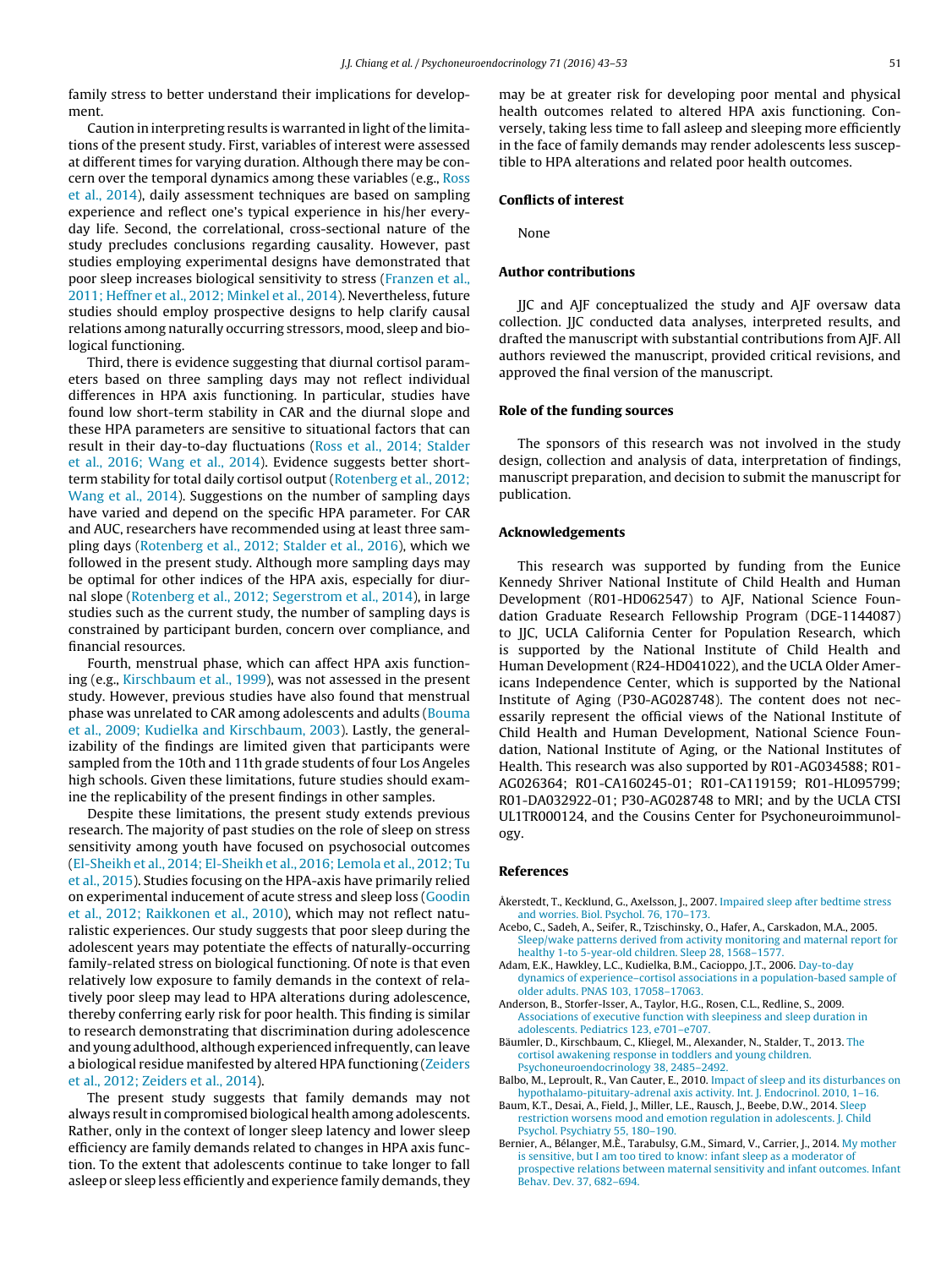family stress to better understand their implications for development.

Caution in interpreting results is warranted in light of the limitations of the present study. First, variables of interest were assessed at different times for varying duration. Although there may be concern over the temporal dynamics among these variables (e.g., Ross et al., 2014), daily assessment techniques are based on sampling experience and reflect one's typical experience in his/her everyday life. Second, the correlational, cross-sectional nature of the study precludes conclusions regarding causality. However, past studies employing experimental designs have demonstrated that poor sleep increases biological sensitivity to stress (Franzen et al., 2011; Heffner et al., 2012; Minkel et al., 2014). Nevertheless, future studies should employ prospective designs to help clarify causal relations among naturally occurring stressors, mood, sleep and biological functioning.

Third, there is evidence suggesting that diurnal cortisol parameters based on three sampling days may not reflect individual differences in HPA axis functioning. In particular, studies have found low short-term stability in CAR and the diurnal slope and these HPA parameters are sensitive to situational factors that can result in their day-to-day fluctuations (Ross et al., 2014; Stalder et al., 2016; Wang et al., 2014). Evidence suggests better short-term stability for total daily cortisol output (Rotenberg et al., 2012; Wang et al., 2014). Suggestions on the number of sampling days have varied and depend on the specific HPA parameter. For CAR and AUC, researchers have recommended using at least three sampling days (Rotenberg et al., 2012; Stalder et al., 2016), which we followed in the present study. Although more sampling days may be optimal for other indices of the HPA axis, especially for diurnal slope (Rotenberg et al., 2012; Segerstrom et al., 2014), in large studies such as the current study, the number of sampling days is constrained by participant burden, concern over compliance, and financial resources.

Fourth, menstrual phase, which can affect HPA axis functioning (e.g., Kirschbaum et al., 1999), was not assessed in the present study. However, previous studies have also found that menstrual phase was unrelated to CAR among adolescents and adults (Bouma et al., 2009; Kudielka and Kirschbaum, 2003). Lastly, the generalizability of the findings are limited given that participants were sampled from the 10th and 11th grade students of four Los Angeles high schools. Given these limitations, future studies should examine the replicability of the present findings in other samples.

Despite these limitations, the present study extends previous research. The majority of past studies on the role of sleep on stress sensitivity among youth have focused on psychosocial outcomes (El-Sheikh et al., 2014; El-Sheikh et al., 2016; Lemola et al., 2012; Tu et al., 2015). Studies focusing on the HPA-axis have primarily relied on experimental inducement of acute stress and sleep loss (Goodin et al., 2012; Raikkonen et al., 2010), which may not reflect naturalistic experiences. Our study suggests that poor sleep during the adolescent years may potentiate the effects of naturally-occurring family-related stress on biological functioning. Of note is that even relatively low exposure to family demands in the context of relatively poor sleep may lead to HPA alterations during adolescence, thereby conferring early risk for poor health. This finding is similar to research demonstrating that discrimination during adolescence and young adulthood, although experienced infrequently, can leave a biological residue manifested by altered HPA functioning (Zeiders et al., 2012; Zeiders et al., 2014).

The present study suggests that family demands may not always result in compromised biological health among adolescents. Rather, only in the context of longer sleep latency and lower sleep efficiency are family demands related to changes in HPA axis function. To the extent that adolescents continue to take longer to fall asleep or sleep less efficiently and experience family demands, they may be at greater risk for developing poor mental and physical health outcomes related to altered HPA axis functioning. Conversely, taking less time to fall asleep and sleeping more efficiently in the face of family demands may render adolescents less susceptible to HPA alterations and related poor health outcomes.

## Conflicts of interest

None

## Author contributions

JJC and AJF conceptualized the study and AJF oversaw data collection. JJC conducted data analyses, interpreted results, and drafted the manuscript with substantial contributions from AJF. All authors reviewed the manuscript, provided critical revisions, and approved the final version of the manuscript.

## Role of the funding sources

The sponsors of this research was not involved in the study design, collection and analysis of data, interpretation of findings, manuscript preparation, and decision to submit the manuscript for publication.

## Acknowledgements

This research was supported by funding from the Eunice Kennedy Shriver National Institute of Child Health and Human Development (R01-HD062547) to AJF, National Science Foundation Graduate Research Fellowship Program (DGE-1144087) to JJC, UCLA California Center for Population Research, which is supported by the National Institute of Child Health and Human Development (R24-HD041022), and the UCLA Older Americans Independence Center, which is supported by the National Institute of Aging (P30-AG028748). The content does not necessarily represent the official views of the National Institute of Child Health and Human Development, National Science Foundation, National Institute of Aging, or the National Institutes of Health. This research was also supported by R01-AG034588; R01-AG026364; R01-CA160245-01; R01-CA119159; R01-HL095799; R01-DA032922-01; P30-AG028748 to MRI; and by the UCLA CTSI UL1TR000124, and the Cousins Center for Psychoneuroimmunology.

## References

Åkerstedt, T., Kecklund, G., Axelsson, J., 2007. Impaired sleep after bedtime stress and worries. Biol. Psychol. 76, 170–173.

Acebo, C., Sadeh, A., Seifer, R., Tzischinsky, O., Hafer, A., Carskadon, M.A., 2005. Sleep/wake patterns derived from activity monitoring and maternal report for healthy 1-to 5-year-old children. Sleep 28, 1568–1577.

Adam, E.K., Hawkley, L.C., Kudielka, B.M., Cacioppo, J.T., 2006. Day-to-day dynamics of experience–cortisol associations in a population-based sample of older adults. PNAS 103, 17058–17063.

Anderson, B., Storfer-Isser, A., Taylor, H.G., Rosen, C.L., Redline, S., 2009. Associations of executive function with sleepiness and sleep duration in adolescents. Pediatrics 123, e701–e707.

Bäumler, D., Kirschbaum, C., Kliegel, M., Alexander, N., Stalder, T., 2013. The cortisol awakening response in toddlers and young children. Psychoneuroendocrinology 38, 2485–2492.

Balbo, M., Leproult, R., Van Cauter, E., 2010. Impact of sleep and its disturbances on hypothalamo-pituitary-adrenal axis activity. Int. J. Endocrinol. 2010, 1–16.

Baum, K.T., Desai, A., Field, J., Miller, L.E., Rausch, J., Beebe, D.W., 2014. Sleep restriction worsens mood and emotion regulation in adolescents. J. Child Psychol. Psychiatry 55, 180–190.

Bernier, A., Bélanger, M.È., Tarabulsy, G.M., Simard, V., Carrier, J., 2014. My mother is sensitive, but I am too tired to know: infant sleep as a moderator of prospective relations between maternal sensitivity and infant outcomes. Infant Behav. Dev. 37, 682–694.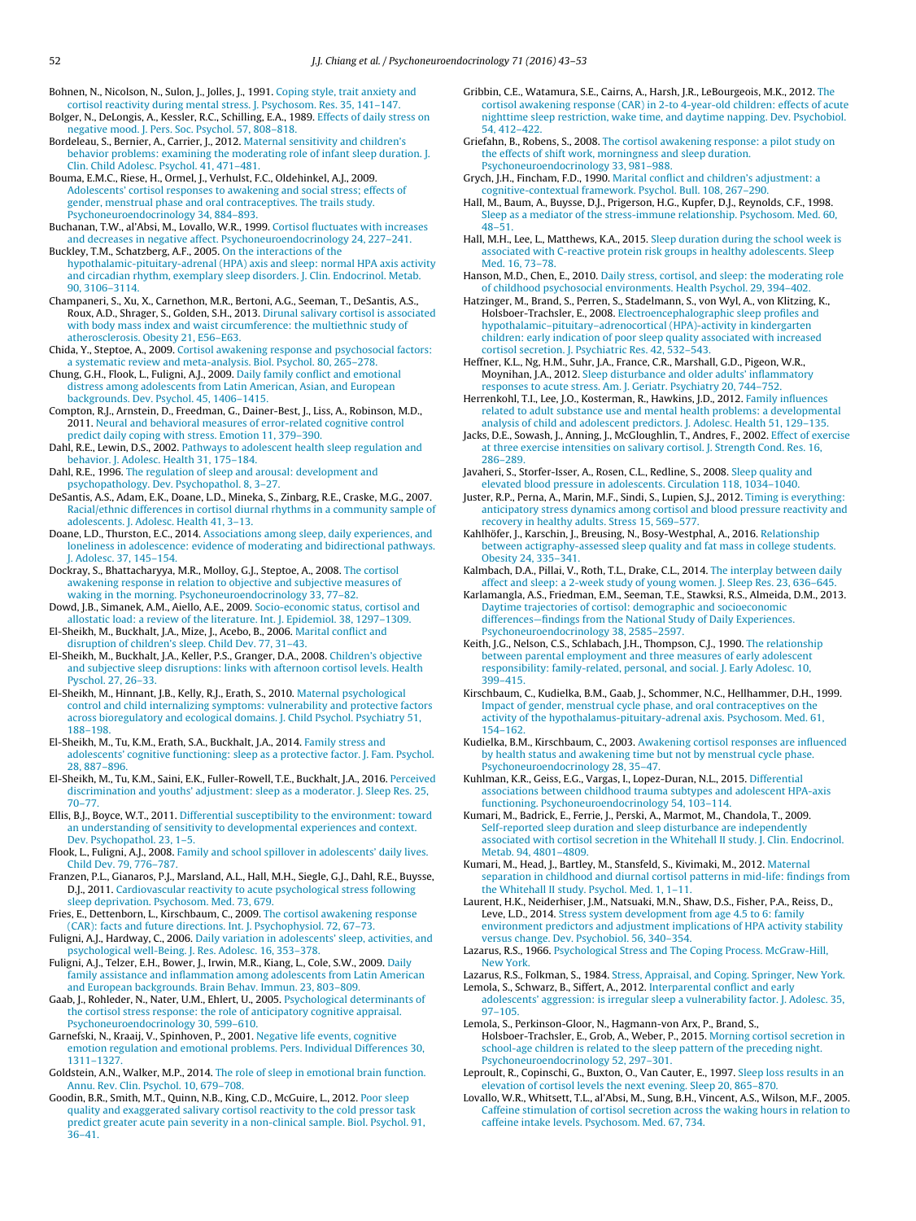Bohnen, N., Nicolson, N., Sulon, J., Jolles, J., 1991. Coping style, trait anxiety and cortisol reactivity during mental stress. J. Psychosom. Res. 35, 141–147.

Bolger, N., DeLongis, A., Kessler, R.C., Schilling, E.A., 1989. Effects of daily stress on negative mood. J. Pers. Soc. Psychol. 57, 808–818.

Bordeleau, S., Bernier, A., Carrier, J., 2012. Maternal sensitivity and children's behavior problems: examining the moderating role of infant sleep duration. J. Clin. Child Adolesc. Psychol. 41, 471–481.

Bouma, E.M.C., Riese, H., Ormel, J., Verhulst, F.C., Oldehinkel, A.J., 2009. Adolescents' cortisol responses to awakening and social stress; effects of gender, menstrual phase and oral contraceptives. The trails study. Psychoneuroendocrinology 34, 884–893.

Buchanan, T.W., al'Absi, M., Lovallo, W.R., 1999. Cortisol fluctuates with increases and decreases in negative affect. Psychoneuroendocrinology 24, 227–241.

Buckley, T.M., Schatzberg, A.F., 2005. On the interactions of the hypothalamic-pituitary-adrenal (HPA) axis and sleep: normal HPA axis activity and circadian rhythm, exemplary sleep disorders. J. Clin. Endocrinol. Metab. 90, 3106–3114.

Champaneri, S., Xu, X., Carnethon, M.R., Bertoni, A.G., Seeman, T., DeSantis, A.S., Roux, A.D., Shrager, S., Golden, S.H., 2013. Dirunal salivary cortisol is associated with body mass index and waist circumference: the multiethnic study of atherosclerosis. Obesity 21, E56–E63.

Chida, Y., Steptoe, A., 2009. Cortisol awakening response and psychosocial factors: a systematic review and meta-analysis. Biol. Psychol. 80, 265–278.

Chung, G.H., Flook, L., Fuligni, A.J., 2009. Daily family conflict and emotional distress among adolescents from Latin American, Asian, and European backgrounds. Dev. Psychol. 45, 1406–1415.

Compton, R.J., Arnstein, D., Freedman, G., Dainer-Best, J., Liss, A., Robinson, M.D., 2011. Neural and behavioral measures of error-related cognitive control predict daily coping with stress. Emotion 11, 379–390.

Dahl, R.E., Lewin, D.S., 2002. Pathways to adolescent health sleep regulation and behavior. J. Adolesc. Health 31, 175–184.

Dahl, R.E., 1996. The regulation of sleep and arousal: development and psychopathology. Dev. Psychopathol. 8, 3–27.

DeSantis, A.S., Adam, E.K., Doane, L.D., Mineka, S., Zinbarg, R.E., Craske, M.G., 2007. Racial/ethnic differences in cortisol diurnal rhythms in a community sample of adolescents. J. Adolesc. Health 41, 3–13.

Doane, L.D., Thurston, E.C., 2014. Associations among sleep, daily experiences, and loneliness in adolescence: evidence of moderating and bidirectional pathways. J. Adolesc. 37, 145–154.

Dockray, S., Bhattacharyya, M.R., Molloy, G.J., Steptoe, A., 2008. The cortisol awakening response in relation to objective and subjective measures of waking in the morning. Psychoneuroendocrinology 33, 77–82.

Dowd, J.B., Simanek, A.M., Aiello, A.E., 2009. Socio-economic status, cortisol and allostatic load: a review of the literature. Int. J. Epidemiol. 38, 1297–1309.

El-Sheikh, M., Buckhalt, J.A., Mize, J., Acebo, B., 2006. Marital conflict and disruption of children's sleep. Child Dev. 77, 31–43.

El-Sheikh, M., Buckhalt, J.A., Keller, P.S., Granger, D.A., 2008. Children's objective and subjective sleep disruptions: links with afternoon cortisol levels. Health Pyschol. 27, 26–33.

El-Sheikh, M., Hinnant, J.B., Kelly, R.J., Erath, S., 2010. Maternal psychological control and child internalizing symptoms: vulnerability and protective factors across bioregulatory and ecological domains. J. Child Psychol. Psychiatry 51, 188–198.

El-Sheikh, M., Tu, K.M., Erath, S.A., Buckhalt, J.A., 2014. Family stress and adolescents' cognitive functioning: sleep as a protective factor. J. Fam. Psychol. 28, 887–896.

El-Sheikh, M., Tu, K.M., Saini, E.K., Fuller-Rowell, T.E., Buckhalt, J.A., 2016. Perceived discrimination and youths' adjustment: sleep as a moderator. J. Sleep Res. 25, 70–77.

Ellis, B.J., Boyce, W.T., 2011. Differential susceptibility to the environment: toward an understanding of sensitivity to developmental experiences and context. Dev. Psychopathol. 23, 1–5.

Flook, L., Fuligni, A.J., 2008. Family and school spillover in adolescents' daily lives. Child Dev. 79, 776–787.

Franzen, P.L., Gianaros, P.J., Marsland, A.L., Hall, M.H., Siegle, G.J., Dahl, R.E., Buysse, D.J., 2011. Cardiovascular reactivity to acute psychological stress following sleep deprivation. Psychosom. Med. 73, 679.

Fries, E., Dettenborn, L., Kirschbaum, C., 2009. The cortisol awakening response (CAR): facts and future directions. Int. J. Psychophysiol. 72, 67–73.

Fuligni, A.J., Hardway, C., 2006. Daily variation in adolescents' sleep, activities, and psychological well-Being. J. Res. Adolesc. 16, 353–378.

Fuligni, A.J., Telzer, E.H., Bower, J., Irwin, M.R., Kiang, L., Cole, S.W., 2009. Daily family assistance and inflammation among adolescents from Latin American and European backgrounds. Brain Behav. Immun. 23, 803–809.

Gaab, J., Rohleder, N., Nater, U.M., Ehlert, U., 2005. Psychological determinants of the cortisol stress response: the role of anticipatory cognitive appraisal. Psychoneuroendocrinology 30, 599–610.

Garnefski, N., Kraaij, V., Spinhoven, P., 2001. Negative life events, cognitive emotion regulation and emotional problems. Pers. Individual Differences 30, 1311–1327.

Goldstein, A.N., Walker, M.P., 2014. The role of sleep in emotional brain function. Annu. Rev. Clin. Psychol. 10, 679–708.

Goodin, B.R., Smith, M.T., Quinn, N.B., King, C.D., McGuire, L., 2012. Poor sleep quality and exaggerated salivary cortisol reactivity to the cold pressor task predict greater acute pain severity in a non-clinical sample. Biol. Psychol. 91, 36–41.

Gribbin, C.E., Watamura, S.E., Cairns, A., Harsh, J.R., LeBourgeois, M.K., 2012. The cortisol awakening response (CAR) in 2-to 4-year-old children: effects of acute nighttime sleep restriction, wake time, and daytime napping. Dev. Psychobiol. 54, 412–422.

Griefahn, B., Robens, S., 2008. The cortisol awakening response: a pilot study on the effects of shift work, morningness and sleep duration. Psychoneuroendocrinology 33, 981–988.

Grych, J.H., Fincham, F.D., 1990. Marital conflict and children's adjustment: a cognitive-contextual framework. Psychol. Bull. 108, 267–290.

Hall, M.H., Baum, A., Buysse, D.J., Prigerson, H.G., Kupfer, D.J., Reynolds, C.F., 1998. Sleep as a mediator of the stress-immune relationship. Psychosom. Med. 60, 48–51.

Hall, M.H., Lee, L., Matthews, K.A., 2015. Sleep duration during the school week is associated with C-reactive protein risk groups in healthy adolescents. Sleep Med. 16, 73–78.

Hanson, M.D., Chen, E., 2010. Daily stress, cortisol, and sleep: the moderating role of childhood psychosocial environments. Health Psychol. 29, 394–402.

Hatzinger, M., Brand, S., Perren, S., Stadelmann, S., von Wyl, A., von Klitzing, K., Holsboer-Trachsler, E., 2008. Electroencephalographic sleep profiles and hypothalamic–pituitary–adrenocortical (HPA)-activity in kindergarten children: early indication of poor sleep quality associated with increased cortisol secretion. J. Psychiatric Res. 42, 532–543.

Heffner, K.L., Ng, H.M., Suhr, J.A., France, C.R., Marshall, G.D., Pigeon, W.R., Moynihan, J.A., 2012. Sleep disturbance and older adults' inflammatory responses to acute stress. Am. J. Geriatr. Psychiatry 20, 744–752.

Herrenkohl, T.I., Lee, J.O., Kosterman, R., Hawkins, J.D., 2012. Family influences related to adult substance use and mental health problems: a developmental analysis of child and adolescent predictors. J. Adolesc. Health 51, 129–135.

Jacks, D.E., Sowash, J., Anning, J., McGloughlin, T., Andres, F., 2002. Effect of exercise at three exercise intensities on salivary cortisol. J. Strength Cond. Res. 16, 286–289.

Javaheri, S., Storfer-Isser, A., Rosen, C.L., Redline, S., 2008. Sleep quality and elevated blood pressure in adolescents. Circulation 118, 1034–1040.

Juster, R.P., Perna, A., Marin, M.F., Sindi, S., Lupien, S.J., 2012. Timing is everything: anticipatory stress dynamics among cortisol and blood pressure reactivity and recovery in healthy adults. Stress 15, 569–577.

Kahlhöfer, J., Karschin, J., Breusing, N., Bosy-Westphal, A., 2016. Relationship between actigraphy-assessed sleep quality and fat mass in college students. Obesity 24, 335–341.

Kalmbach, D.A., Pillai, V., Roth, T.L., Drake, C.L., 2014. The interplay between daily affect and sleep: a 2-week study of young women. J. Sleep Res. 23, 636–645.

Karlamangla, A.S., Friedman, E.M., Seeman, T.E., Stawksi, R.S., Almeida, D.M., 2013. Daytime trajectories of cortisol: demographic and socioeconomic differences—findings from the National Study of Daily Experiences. Psychoneuroendocrinology 38, 2585–2597.

Keith, J.G., Nelson, C.S., Schlabach, J.H., Thompson, C.J., 1990. The relationship between parental employment and three measures of early adolescent responsibility: family-related, personal, and social. J. Early Adolesc. 10, 399–415.

Kirschbaum, C., Kudielka, B.M., Gaab, J., Schommer, N.C., Hellhammer, D.H., 1999. Impact of gender, menstrual cycle phase, and oral contraceptives on the activity of the hypothalamus-pituitary-adrenal axis. Psychosom. Med. 61, 154–162.

Kudielka, B.M., Kirschbaum, C., 2003. Awakening cortisol responses are influenced by health status and awakening time but not by menstrual cycle phase. Psychoneuroendocrinology 28, 35–47.

Kuhlman, K.R., Geiss, E.G., Vargas, I., Lopez-Duran, N.L., 2015. Differential associations between childhood trauma subtypes and adolescent HPA-axis functioning. Psychoneuroendocrinology 54, 103–114.

Kumari, M., Badrick, E., Ferrie, J., Perski, A., Marmot, M., Chandola, T., 2009. Self-reported sleep duration and sleep disturbance are independently associated with cortisol secretion in the Whitehall II study. J. Clin. Endocrinol. Metab. 94, 4801–4809.

Kumari, M., Head, J., Bartley, M., Stansfeld, S., Kivimaki, M., 2012. Maternal separation in childhood and diurnal cortisol patterns in mid-life: findings from the Whitehall II study. Psychol. Med. 1, 1–11.

Laurent, H.K., Neiderhiser, J.M., Natsuaki, M.N., Shaw, D.S., Fisher, P.A., Reiss, D., Leve, L.D., 2014. Stress system development from age 4.5 to 6: family environment predictors and adjustment implications of HPA activity stability versus change. Dev. Psychobiol. 56, 340–354.

Lazarus, R.S., 1966. Psychological Stress and The Coping Process. McGraw-Hill, New York.

Lazarus, R.S., Folkman, S., 1984. Stress, Appraisal, and Coping. Springer, New York.

Lemola, S., Schwarz, B., Siffert, A., 2012. Interparental conflict and early adolescents' aggression: is irregular sleep a vulnerability factor. J. Adolesc. 35, 97–105.

Lemola, S., Perkinson-Gloor, N., Hagmann-von Arx, P., Brand, S., Holsboer-Trachsler, E., Grob, A., Weber, P., 2015. Morning cortisol secretion in school-age children is related to the sleep pattern of the preceding night. Psychoneuroendocrinology 52, 297–301.

Leproult, R., Copinschi, G., Buxton, O., Van Cauter, E., 1997. Sleep loss results in an elevation of cortisol levels the next evening. Sleep 20, 865–870.

Lovallo, W.R., Whitsett, T.L., al'Absi, M., Sung, B.H., Vincent, A.S., Wilson, M.F., 2005. Caffeine stimulation of cortisol secretion across the waking hours in relation to caffeine intake levels. Psychosom. Med. 67, 734.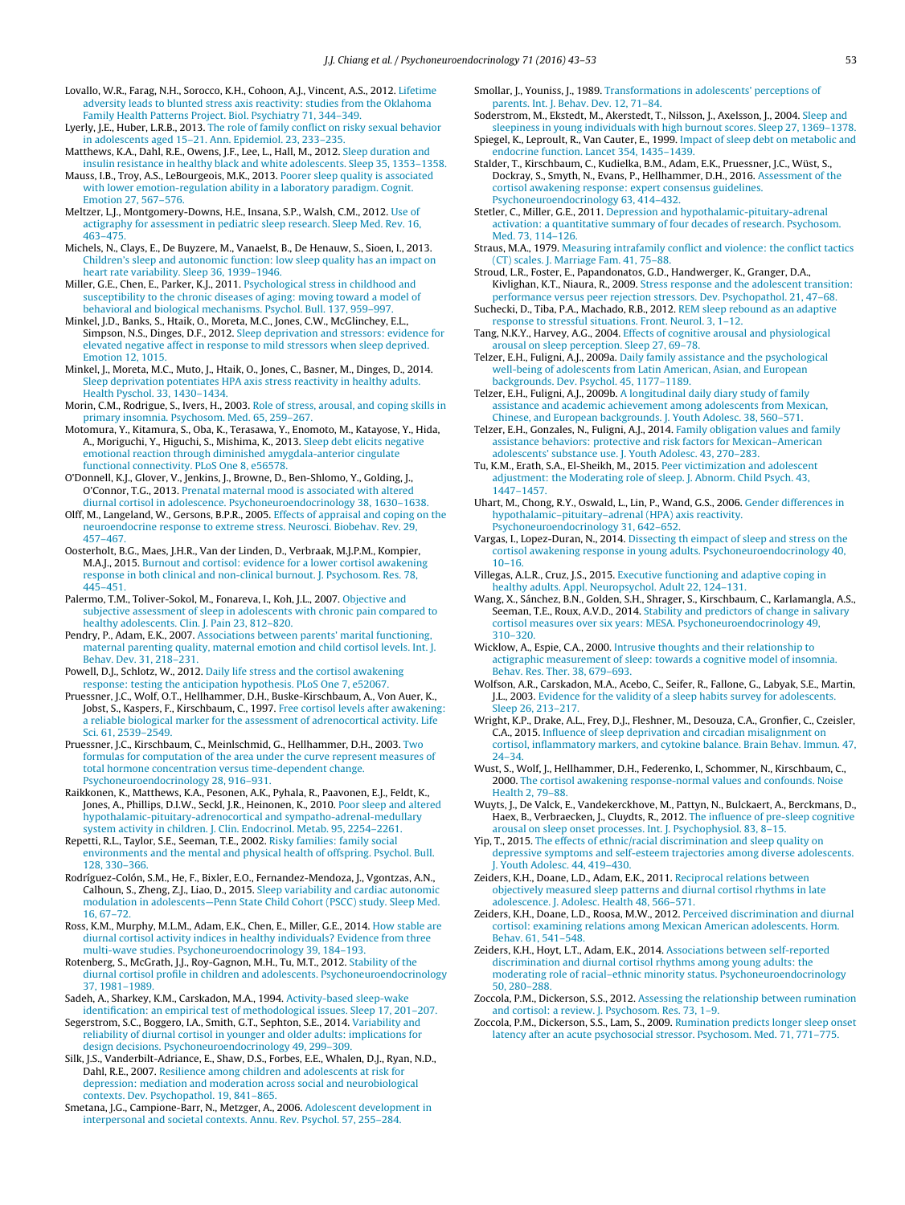Lovallo, W.R., Farag, N.H., Sorocco, K.H., Cohoon, A.J., Vincent, A.S., 2012. Lifetime adversity leads to blunted stress axis reactivity: studies from the Oklahoma Family Health Patterns Project. Biol. Psychiatry 71, 344–349.

Lyerly, J.E., Huber, L.R.B., 2013. The role of family conflict on risky sexual behavior in adolescents aged 15–21. Ann. Epidemiol. 23, 233–235.

Matthews, K.A., Dahl, R.E., Owens, J.F., Lee, L., Hall, M., 2012. Sleep duration and insulin resistance in healthy black and white adolescents. Sleep 35, 1353–1358.

Mauss, I.B., Troy, A.S., LeBourgeois, M.K., 2013. Poorer sleep quality is associated with lower emotion-regulation ability in a laboratory paradigm. Cognit. Emotion 27, 567–576.

Meltzer, L.J., Montgomery-Downs, H.E., Insana, S.P., Walsh, C.M., 2012. Use of actigraphy for assessment in pediatric sleep research. Sleep Med. Rev. 16, 463–475.

Michels, N., Clays, E., De Buyzere, M., Vanaelst, B., De Henauw, S., Sioen, I., 2013. Children's sleep and autonomic function: low sleep quality has an impact on heart rate variability. Sleep 36, 1939–1946.

Miller, G.E., Chen, E., Parker, K.J., 2011. Psychological stress in childhood and susceptibility to the chronic diseases of aging: moving toward a model of behavioral and biological mechanisms. Psychol. Bull. 137, 959–997.

Minkel, J.D., Banks, S., Htaik, O., Moreta, M.C., Jones, C.W., McGlinchey, E.L., Simpson, N.S., Dinges, D.F., 2012. Sleep deprivation and stressors: evidence for elevated negative affect in response to mild stressors when sleep deprived. Emotion 12, 1015.

Minkel, J., Moreta, M., Muto, J., Htaik, O., Jones, C., Basner, M., Dinges, D., 2014. Sleep deprivation potentiates HPA axis stress reactivity in healthy adults. Health Psychol. 33, 1430–1434.

Morin, C.M., Rodrigue, S., Ivers, H., 2003. Role of stress, arousal, and coping skills in primary insomnia. Psychosom. Med. 65, 259–267.

Motomura, Y., Kitamura, S., Oba, K., Terasawa, Y., Enomoto, M., Katayose, Y., Hida, A., Moriguchi, Y., Higuchi, S., Mishima, K., 2013. Sleep debt elicits negative emotional reaction through diminished amygdala-anterior cingulate functional connectivity. PLoS One 8, e56578.

O'Donnell, K.J., Glover, V., Jenkins, J., Browne, D., Ben-Shlomo, Y., Golding, J., O'Connor, T.G., 2013. Prenatal maternal mood is associated with altered diurnal cortisol in adolescence. Psychoneuroendocrinology 38, 1630–1638.

Olff, M., Langeland, W., Gersons, B.P.R., 2005. Effects of appraisal and coping on the neuroendocrine response to extreme stress. Neurosci. Biobehav. Rev. 29, 457–467.

Oosterholt, B.G., Maes, J.H.R., Van der Linden, D., Verbraak, M.J.P.M., Kompier, M.A.J., 2015. Burnout and cortisol: evidence for a lower cortisol awakening response in both clinical and non-clinical burnout. J. Psychosom. Res. 78, 445–451.

Palermo, T.M., Toliver-Sokol, M., Fonareva, I., Koh, J.L., 2007. Objective and subjective assessment of sleep in adolescents with chronic pain compared to healthy adolescents. Clin. J. Pain 23, 812–820.

Pendry, P., Adam, E.K., 2007. Associations between parents' marital functioning, maternal parenting quality, maternal emotion and child cortisol levels. Int. J. Behav. Dev. 31, 218–231.

Powell, D.J., Schlotz, W., 2012. Daily life stress and the cortisol awakening response: testing the anticipation hypothesis. PLoS One 7, e52067.

Pruessner, J.C., Wolf, O.T., Hellhammer, D.H., Buske-Kirschbaum, A., Von Auer, K., Jobst, S., Kaspers, F., Kirschbaum, C., 1997. Free cortisol levels after awakening: a reliable biological marker for the assessment of adrenocortical activity. Life Sci. 61, 2539–2549.

Pruessner, J.C., Kirschbaum, C., Meinlschmid, G., Hellhammer, D.H., 2003. Two formulas for computation of the area under the curve represent measures of total hormone concentration versus time-dependent change. Psychoneuroendocrinology 28, 916–931.

Raikkonen, K., Matthews, K.A., Pesonen, A.K., Pyhala, R., Paavonen, E.J., Feldt, K., Jones, A., Phillips, D.I.W., Seckl, J.R., Heinonen, K., 2010. Poor sleep and altered hypothalamic-pituitary-adrenocortical and sympatho-adrenal-medullary system activity in children. J. Clin. Endocrinol. Metab. 95, 2254–2261.

Repetti, R.L., Taylor, S.E., Seeman, T.E., 2002. Risky families: family social environments and the mental and physical health of offspring. Psychol. Bull. 128, 330–366.

Rodríguez-Colón, S.M., He, F., Bixler, E.O., Fernandez-Mendoza, J., Vgontzas, A.N., Calhoun, S., Zheng, Z.J., Liao, D., 2015. Sleep variability and cardiac autonomic modulation in adolescents—Penn State Child Cohort (PSCC) study. Sleep Med. 16, 67–72.

Ross, K.M., Murphy, M.L.M., Adam, E.K., Chen, E., Miller, G.E., 2014. How stable are diurnal cortisol activity indices in healthy individuals? Evidence from three multi-wave studies. Psychoneuroendocrinology 39, 184–193.

Rotenberg, S., McGrath, J.J., Roy-Gagnon, M.H., Tu, M.T., 2012. Stability of the diurnal cortisol profile in children and adolescents. Psychoneuroendocrinology 37, 1981–1989.

Sadeh, A., Sharkey, K.M., Carskadon, M.A., 1994. Activity-based sleep-wake identification: an empirical test of methodological issues. Sleep 17, 201–207.

Segerstrom, S.C., Boggero, I.A., Smith, G.T., Sephton, S.E., 2014. Variability and reliability of diurnal cortisol in younger and older adults: implications for design decisions. Psychoneuroendocrinology 49, 299–309.

Silk, J.S., Vanderbilt-Adriance, E., Shaw, D.S., Forbes, E.E., Whalen, D.J., Ryan, N.D., Dahl, R.E., 2007. Resilience among children and adolescents at risk for depression: mediation and moderation across social and neurobiological contexts. Dev. Psychopathol. 19, 841–865.

Smetana, J.G., Campione-Barr, N., Metzger, A., 2006. Adolescent development in interpersonal and societal contexts. Annu. Rev. Psychol. 57, 255–284.

Smollar, J., Youniss, J., 1989. Transformations in adolescents' perceptions of parents. Int. J. Behav. Dev. 12, 71–84.

Soderstrom, M., Ekstedt, M., Akerstedt, T., Nilsson, J., Axelsson, J., 2004. Sleep and sleepiness in young individuals with high burnout scores. Sleep 27, 1369–1378.

Spiegel, K., Leproult, R., Van Cauter, E., 1999. Impact of sleep debt on metabolic and endocrine function. Lancet 354, 1435–1439.

Stalder, T., Kirschbaum, C., Kudielka, B.M., Adam, E.K., Pruessner, J.C., Wüst, S., Dockray, S., Smyth, N., Evans, P., Hellhammer, D.H., 2016. Assessment of the cortisol awakening response: expert consensus guidelines. Psychoneuroendocrinology 63, 414–432.

Stetler, C., Miller, G.E., 2011. Depression and hypothalamic-pituitary-adrenal activation: a quantitative summary of four decades of research. Psychosom. Med. 73, 114–126.

Straus, M.A., 1979. Measuring intrafamily conflict and violence: the conflict tactics (CT) scales. J. Marriage Fam. 41, 75–88.

Stroud, L.R., Foster, E., Papandonatos, G.D., Handwerger, K., Granger, D.A., Kivlighan, K.T., Niaura, R., 2009. Stress response and the adolescent transition: performance versus peer rejection stressors. Dev. Psychopathol. 21, 47–68.

Suchecki, D., Tiba, P.A., Machado, R.B., 2012. REM sleep rebound as an adaptive response to stressful situations. Front. Neurol. 3, 1–12.

Tang, N.K.Y., Harvey, A.G., 2004. Effects of cognitive arousal and physiological arousal on sleep perception. Sleep 27, 69–78.

Telzer, E.H., Fuligni, A.J., 2009a. Daily family assistance and the psychological well-being of adolescents from Latin American, Asian, and European backgrounds. Dev. Psychol. 45, 1177–1189.

Telzer, E.H., Fuligni, A.J., 2009b. A longitudinal daily diary study of family assistance and academic achievement among adolescents from Mexican, Chinese, and European backgrounds. J. Youth Adolesc. 38, 560–571.

Telzer, E.H., Gonzales, N., Fuligni, A.J., 2014. Family obligation values and family assistance behaviors: protective and risk factors for Mexican–American adolescents' substance use. J. Youth Adolesc. 43, 270–283.

Tu, K.M., Erath, S.A., El-Sheikh, M., 2015. Peer victimization and adolescent adjustment: the Moderating role of sleep. J. Abnorm. Child Psych. 43, 1447–1457.

Uhart, M., Chong, R.Y., Oswald, L., Lin, P., Wand, G.S., 2006. Gender differences in hypothalamic–pituitary–adrenal (HPA) axis reactivity. Psychoneuroendocrinology 31, 642–652.

Vargas, I., Lopez-Duran, N., 2014. Dissecting th eimpact of sleep and stress on the cortisol awakening response in young adults. Psychoneuroendocrinology 40, 10–16.

Villegas, A.L.R., Cruz, J.S., 2015. Executive functioning and adaptive coping in healthy adults. Appl. Neuropsychol. Adult 22, 124–131.

Wang, X., Sánchez, B.N., Golden, S.H., Shrager, S., Kirschbaum, C., Karlamangla, A.S., Seeman, T.E., Roux, A.V.D., 2014. Stability and predictors of change in salivary cortisol measures over six years: MESA. Psychoneuroendocrinology 49, 310–320.

Wicklow, A., Espie, C.A., 2000. Intrusive thoughts and their relationship to actigraphic measurement of sleep: towards a cognitive model of insomnia. Behav. Res. Ther. 38, 679–693.

Wolfson, A.R., Carskadon, M.A., Acebo, C., Seifer, R., Fallone, G., Labyak, S.E., Martin, J.L., 2003. Evidence for the validity of a sleep habits survey for adolescents. Sleep 26, 213–217.

Wright, K.P., Drake, A.L., Frey, D.J., Fleshner, M., Desouza, C.A., Gronfier, C., Czeisler, C.A., 2015. Influence of sleep deprivation and circadian misalignment on cortisol, inflammatory markers, and cytokine balance. Brain Behav. Immun. 47, 24–34.

Wust, S., Wolf, J., Hellhammer, D.H., Federenko, I., Schommer, N., Kirschbaum, C., 2000. The cortisol awakening response-normal values and confounds. Noise Health 2, 79–88.

Wuyts, J., De Valck, E., Vandekerckhove, M., Pattyn, N., Bulckaert, A., Berckmans, D., Haex, B., Verbraecken, J., Cluydts, R., 2012. The influence of pre-sleep cognitive arousal on sleep onset processes. Int. J. Psychophysiol. 83, 8–15.

Yip, T., 2015. The effects of ethnic/racial discrimination and sleep quality on depressive symptoms and self-esteem trajectories among diverse adolescents. J. Youth Adolesc. 44, 419–430.

Zeiders, K.H., Doane, L.D., Adam, E.K., 2011. Reciprocal relations between objectively measured sleep patterns and diurnal cortisol rhythms in late adolescence. J. Adolesc. Health 48, 566–571.

Zeiders, K.H., Doane, L.D., Roosa, M.W., 2012. Perceived discrimination and diurnal cortisol: examining relations among Mexican American adolescents. Horm. Behav. 61, 541–548.

Zeiders, K.H., Hoyt, L.T., Adam, E.K., 2014. Associations between self-reported discrimination and diurnal cortisol rhythms among young adults: the moderating role of racial–ethnic minority status. Psychoneuroendocrinology 50, 280–288.

Zoccola, P.M., Dickerson, S.S., 2012. Assessing the relationship between rumination and cortisol: a review. J. Psychosom. Res. 73, 1–9.

Zoccola, P.M., Dickerson, S.S., Lam, S., 2009. Rumination predicts longer sleep onset latency after an acute psychosocial stressor. Psychosom. Med. 71, 771–775.